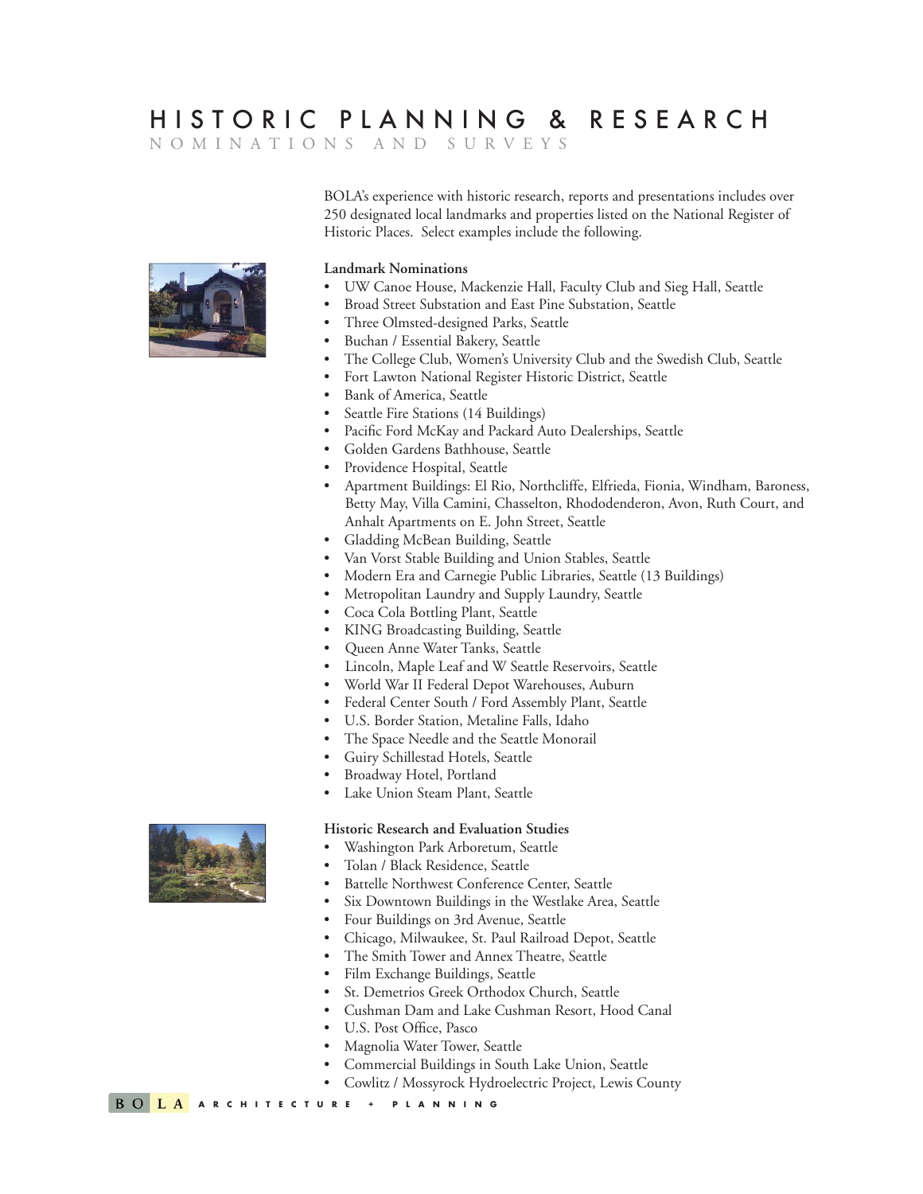# HISTORIC PLANNING & RESEARCH

## NOMINATIONS AND SURVEYS

BOLA's experience with historic research, reports and presentations includes over 250 designated local landmarks and properties listed on the National Register of Historic Places. Select examples include the following.

**Landmark Nominations**

- UW Canoe House, Mackenzie Hall, Faculty Club and Sieg Hall, Seattle
- Broad Street Substation and East Pine Substation, Seattle
- Three Olmsted-designed Parks, Seattle
- Buchan / Essential Bakery, Seattle
- The College Club, Women's University Club and the Swedish Club, Seattle
- Fort Lawton National Register Historic District, Seattle
- Bank of America, Seattle
- Seattle Fire Stations (14 Buildings)
- Pacific Ford McKay and Packard Auto Dealerships, Seattle
- Golden Gardens Bathhouse, Seattle
- Providence Hospital, Seattle
- Apartment Buildings: El Rio, Northcliffe, Elfrieda, Fionia, Windham, Baroness, Betty May, Villa Camini, Chasselton, Rhododenderon, Avon, Ruth Court, and Anhalt Apartments on E. John Street, Seattle
- Gladding McBean Building, Seattle
- Van Vorst Stable Building and Union Stables, Seattle
- Modern Era and Carnegie Public Libraries, Seattle (13 Buildings)
- Metropolitan Laundry and Supply Laundry, Seattle
- Coca Cola Bottling Plant, Seattle
- KING Broadcasting Building, Seattle
- Queen Anne Water Tanks, Seattle
- Lincoln, Maple Leaf and W Seattle Reservoirs, Seattle
- World War II Federal Depot Warehouses, Auburn
- Federal Center South / Ford Assembly Plant, Seattle
- U.S. Border Station, Metaline Falls, Idaho
- The Space Needle and the Seattle Monorail
- Guiry Schillestad Hotels, Seattle
- Broadway Hotel, Portland
- Lake Union Steam Plant, Seattle

**Historic Research and Evaluation Studies**

- Washington Park Arboretum, Seattle
- Tolan / Black Residence, Seattle
- Battelle Northwest Conference Center, Seattle
- Six Downtown Buildings in the Westlake Area, Seattle
- Four Buildings on 3rd Avenue, Seattle
- Chicago, Milwaukee, St. Paul Railroad Depot, Seattle
- The Smith Tower and Annex Theatre, Seattle
- Film Exchange Buildings, Seattle
- St. Demetrios Greek Orthodox Church, Seattle
- Cushman Dam and Lake Cushman Resort, Hood Canal
- U.S. Post Office, Pasco
- Magnolia Water Tower, Seattle
- Commercial Buildings in South Lake Union, Seattle
- Cowlitz / Mossyrock Hydroelectric Project, Lewis County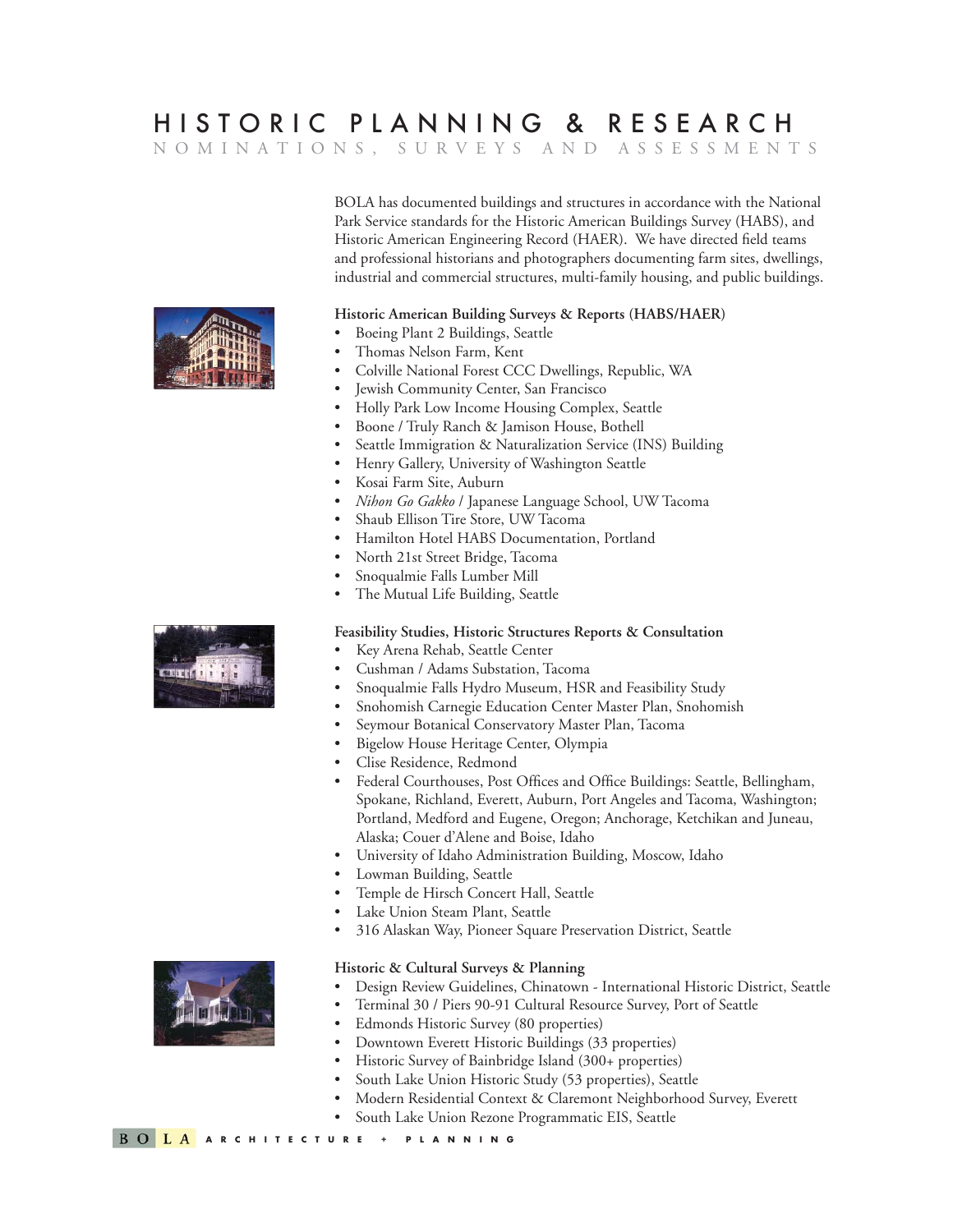# HISTORIC PLANNING & RESEARCH

## NOMINATIONS, SURVEYS AND ASSESSMENTS

BOLA has documented buildings and structures in accordance with the National Park Service standards for the Historic American Buildings Survey (HABS), and Historic American Engineering Record (HAER). We have directed field teams and professional historians and photographers documenting farm sites, dwellings, industrial and commercial structures, multi-family housing, and public buildings.

### Historic American Building Surveys & Reports (HABS/HAER)

- Boeing Plant 2 Buildings, Seattle
- Thomas Nelson Farm, Kent
- Colville National Forest CCC Dwellings, Republic, WA
- Jewish Community Center, San Francisco
- Holly Park Low Income Housing Complex, Seattle
- Boone / Truly Ranch & Jamison House, Bothell
- Seattle Immigration & Naturalization Service (INS) Building
- Henry Gallery, University of Washington Seattle
- Kosai Farm Site, Auburn
- *Nihon Go Gakko* / Japanese Language School, UW Tacoma
- Shaub Ellison Tire Store, UW Tacoma
- Hamilton Hotel HABS Documentation, Portland
- North 21st Street Bridge, Tacoma
- Snoqualmie Falls Lumber Mill
- The Mutual Life Building, Seattle

### Feasibility Studies, Historic Structures Reports & Consultation

- Key Arena Rehab, Seattle Center
- Cushman / Adams Substation, Tacoma
- Snoqualmie Falls Hydro Museum, HSR and Feasibility Study
- Snohomish Carnegie Education Center Master Plan, Snohomish
- Seymour Botanical Conservatory Master Plan, Tacoma
- Bigelow House Heritage Center, Olympia
- Clise Residence, Redmond
- Federal Courthouses, Post Offices and Office Buildings: Seattle, Bellingham, Spokane, Richland, Everett, Auburn, Port Angeles and Tacoma, Washington; Portland, Medford and Eugene, Oregon; Anchorage, Ketchikan and Juneau, Alaska; Couer d'Alene and Boise, Idaho
- University of Idaho Administration Building, Moscow, Idaho
- Lowman Building, Seattle
- Temple de Hirsch Concert Hall, Seattle
- Lake Union Steam Plant, Seattle
- 316 Alaskan Way, Pioneer Square Preservation District, Seattle

### Historic & Cultural Surveys & Planning

- Design Review Guidelines, Chinatown - International Historic District, Seattle
- Terminal 30 / Piers 90-91 Cultural Resource Survey, Port of Seattle
- Edmonds Historic Survey (80 properties)
- Downtown Everett Historic Buildings (33 properties)
- Historic Survey of Bainbridge Island (300+ properties)
- South Lake Union Historic Study (53 properties), Seattle
- Modern Residential Context & Claremont Neighborhood Survey, Everett
- South Lake Union Rezone Programmatic EIS, Seattle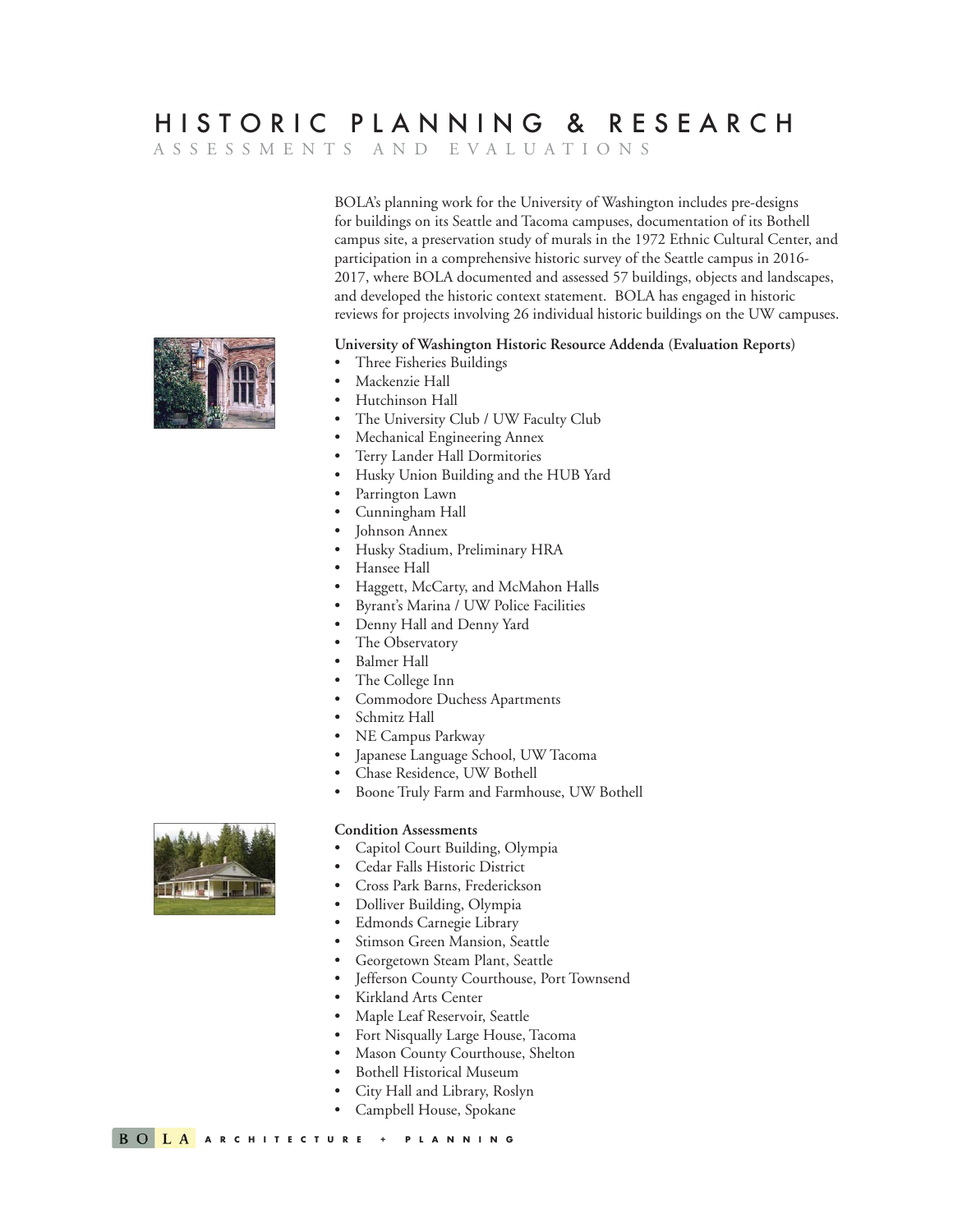# HISTORIC PLANNING & RESEARCH

## ASSESSMENTS AND EVALUATIONS

BOLA's planning work for the University of Washington includes pre-designs for buildings on its Seattle and Tacoma campuses, documentation of its Bothell campus site, a preservation study of murals in the 1972 Ethnic Cultural Center, and participation in a comprehensive historic survey of the Seattle campus in 2016-2017, where BOLA documented and assessed 57 buildings, objects and landscapes, and developed the historic context statement. BOLA has engaged in historic reviews for projects involving 26 individual historic buildings on the UW campuses.

**University of Washington Historic Resource Addenda (Evaluation Reports)**

- Three Fisheries Buildings
- Mackenzie Hall
- Hutchinson Hall
- The University Club / UW Faculty Club
- Mechanical Engineering Annex
- Terry Lander Hall Dormitories
- Husky Union Building and the HUB Yard
- Parrington Lawn
- Cunningham Hall
- Johnson Annex
- Husky Stadium, Preliminary HRA
- Hansee Hall
- Haggett, McCarty, and McMahon Halls
- Byrant's Marina / UW Police Facilities
- Denny Hall and Denny Yard
- The Observatory
- Balmer Hall
- The College Inn
- Commodore Duchess Apartments
- Schmitz Hall
- NE Campus Parkway
- Japanese Language School, UW Tacoma
- Chase Residence, UW Bothell
- Boone Truly Farm and Farmhouse, UW Bothell

**Condition Assessments**

- Capitol Court Building, Olympia
- Cedar Falls Historic District
- Cross Park Barns, Frederickson
- Dolliver Building, Olympia
- Edmonds Carnegie Library
- Stimson Green Mansion, Seattle
- Georgetown Steam Plant, Seattle
- Jefferson County Courthouse, Port Townsend
- Kirkland Arts Center
- Maple Leaf Reservoir, Seattle
- Fort Nisqually Large House, Tacoma
- Mason County Courthouse, Shelton
- Bothell Historical Museum
- City Hall and Library, Roslyn
- Campbell House, Spokane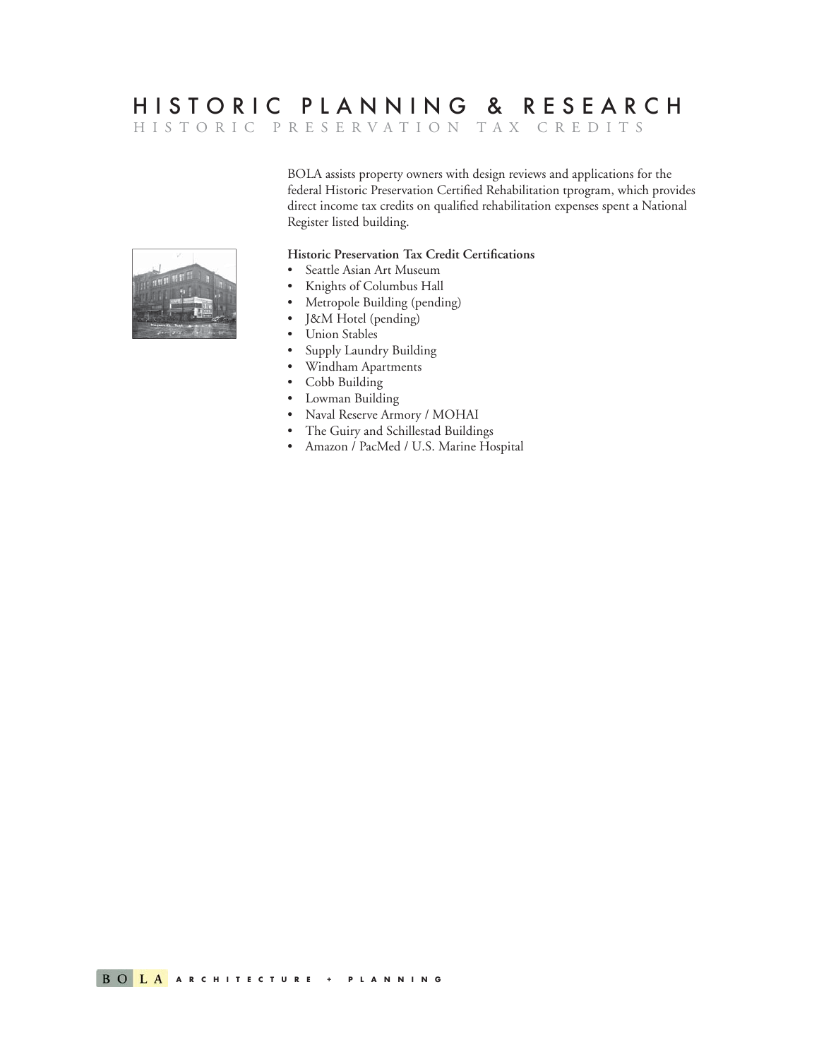# HISTORIC PLANNING & RESEARCH

## HISTORIC PRESERVATION TAX CREDITS

BOLA assists property owners with design reviews and applications for the federal Historic Preservation Certified Rehabilitation tprogram, which provides direct income tax credits on qualified rehabilitation expenses spent a National Register listed building.

**Historic Preservation Tax Credit Certifications**

- Seattle Asian Art Museum
- Knights of Columbus Hall
- Metropole Building (pending)
- J&M Hotel (pending)
- Union Stables
- Supply Laundry Building
- Windham Apartments
- Cobb Building
- Lowman Building
- Naval Reserve Armory / MOHAI
- The Guiry and Schillestad Buildings
- Amazon / PacMed / U.S. Marine Hospital